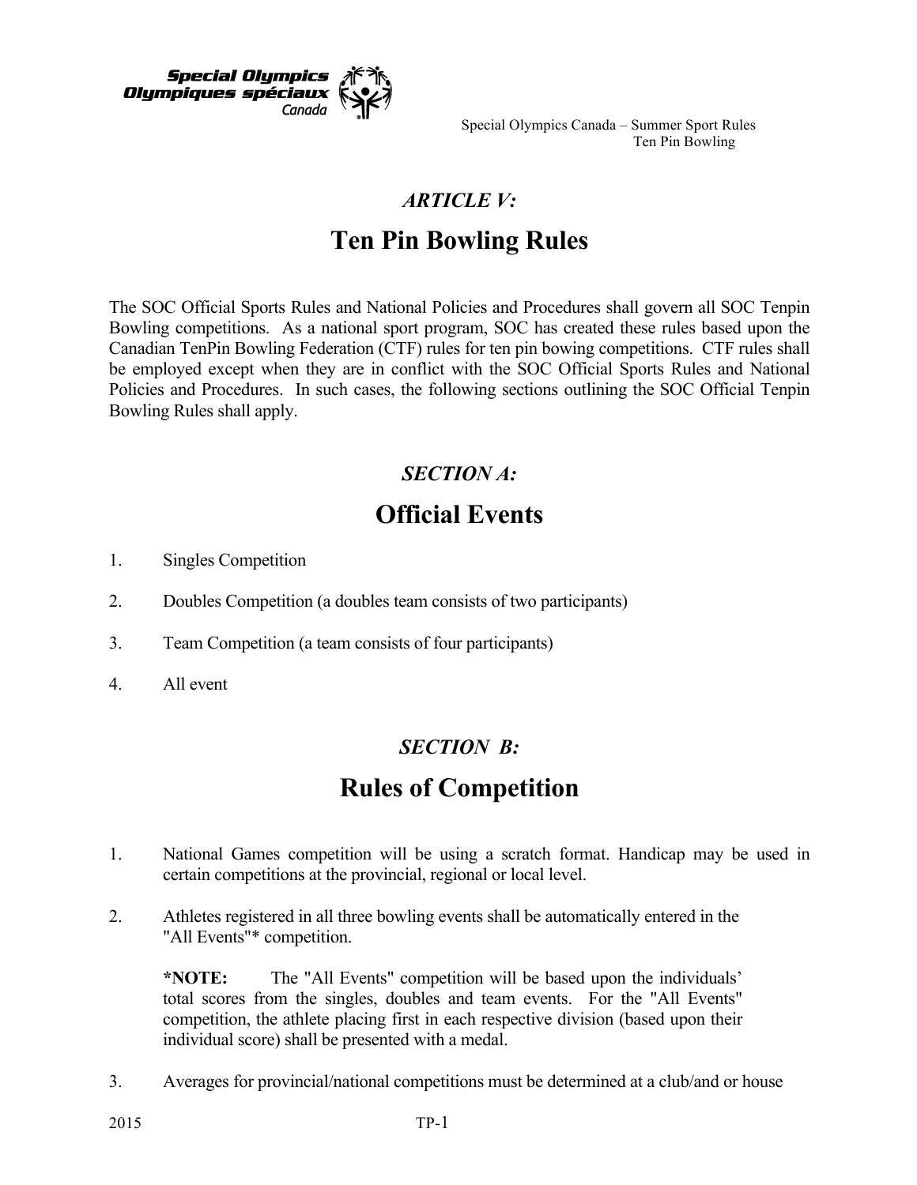# *ARTICLE V:*

# Ten Pin Bowling Rules

The SOC Official Sports Rules and National Policies and Procedures shall govern all SOC Tenpin Bowling competitions. As a national sport program, SOC has created these rules based upon the Canadian TenPin Bowling Federation (CTF) rules for ten pin bowing competitions. CTF rules shall be employed except when they are in conflict with the SOC Official Sports Rules and National Policies and Procedures. In such cases, the following sections outlining the SOC Official Tenpin Bowling Rules shall apply.

## *SECTION A:*

## Official Events

1. Singles Competition
2. Doubles Competition (a doubles team consists of two participants)
3. Team Competition (a team consists of four participants)
4. All event

## *SECTION B:*

## Rules of Competition

1. National Games competition will be using a scratch format. Handicap may be used in certain competitions at the provincial, regional or local level.
2. Athletes registered in all three bowling events shall be automatically entered in the "All Events"* competition.

   **\*NOTE:** The "All Events" competition will be based upon the individuals' total scores from the singles, doubles and team events. For the "All Events" competition, the athlete placing first in each respective division (based upon their individual score) shall be presented with a medal.
3. Averages for provincial/national competitions must be determined at a club/and or house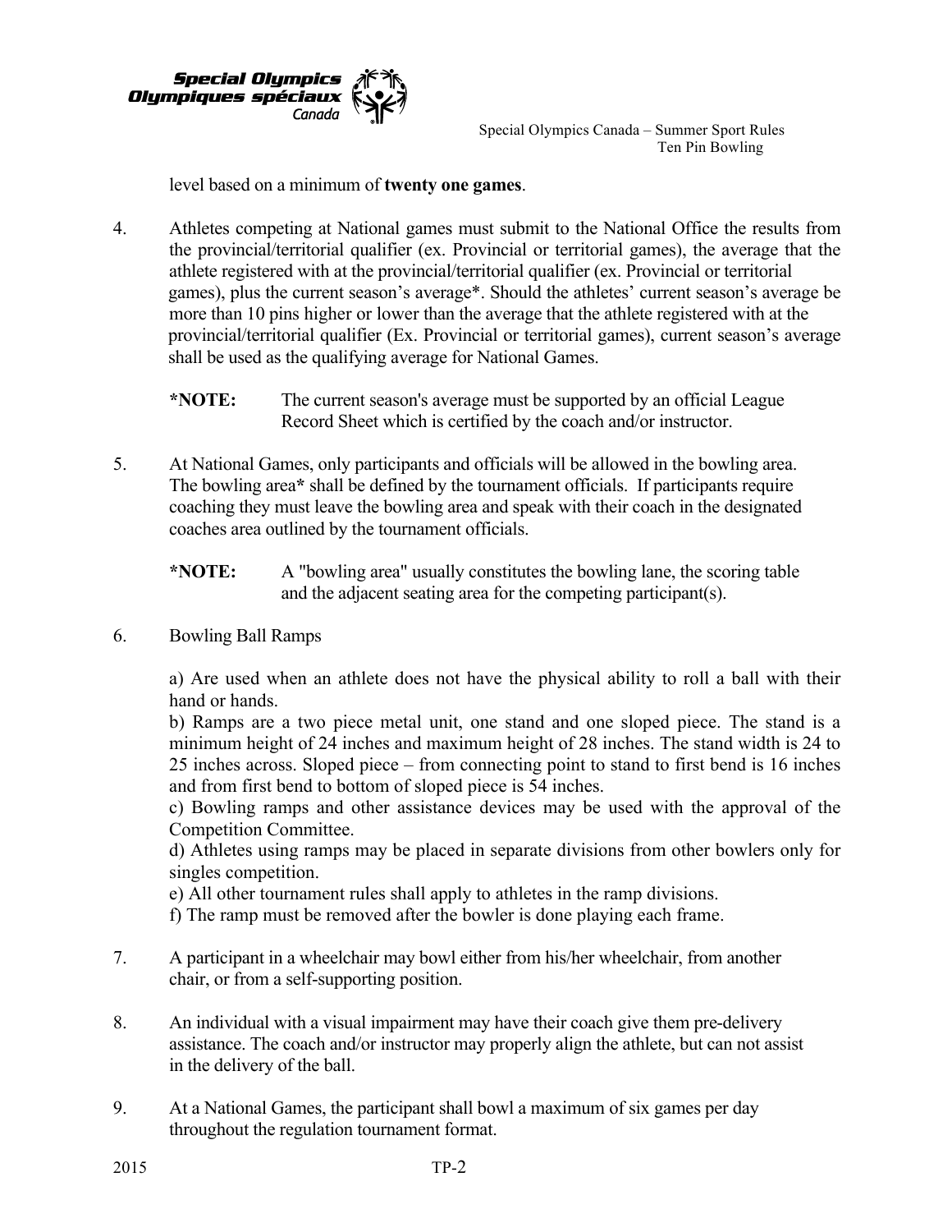level based on a minimum of **twenty one games**.

4. Athletes competing at National games must submit to the National Office the results from the provincial/territorial qualifier (ex. Provincial or territorial games), the average that the athlete registered with at the provincial/territorial qualifier (ex. Provincial or territorial games), plus the current season's average*. Should the athletes' current season's average be more than 10 pins higher or lower than the average that the athlete registered with at the provincial/territorial qualifier (Ex. Provincial or territorial games), current season's average shall be used as the qualifying average for National Games.

   **\*NOTE:** The current season's average must be supported by an official League Record Sheet which is certified by the coach and/or instructor.

5. At National Games, only participants and officials will be allowed in the bowling area. The bowling area**\*** shall be defined by the tournament officials. If participants require coaching they must leave the bowling area and speak with their coach in the designated coaches area outlined by the tournament officials.

   **\*NOTE:** A "bowling area" usually constitutes the bowling lane, the scoring table and the adjacent seating area for the competing participant(s).

6. Bowling Ball Ramps

   a) Are used when an athlete does not have the physical ability to roll a ball with their hand or hands.
   b) Ramps are a two piece metal unit, one stand and one sloped piece. The stand is a minimum height of 24 inches and maximum height of 28 inches. The stand width is 24 to 25 inches across. Sloped piece – from connecting point to stand to first bend is 16 inches and from first bend to bottom of sloped piece is 54 inches.
   c) Bowling ramps and other assistance devices may be used with the approval of the Competition Committee.
   d) Athletes using ramps may be placed in separate divisions from other bowlers only for singles competition.
   e) All other tournament rules shall apply to athletes in the ramp divisions.
   f) The ramp must be removed after the bowler is done playing each frame.

7. A participant in a wheelchair may bowl either from his/her wheelchair, from another chair, or from a self-supporting position.

8. An individual with a visual impairment may have their coach give them pre-delivery assistance. The coach and/or instructor may properly align the athlete, but can not assist in the delivery of the ball.

9. At a National Games, the participant shall bowl a maximum of six games per day throughout the regulation tournament format.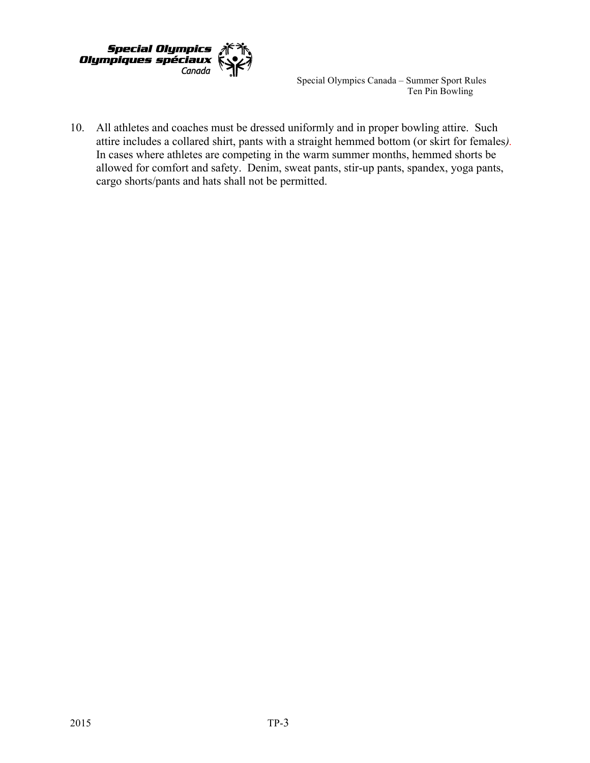10. All athletes and coaches must be dressed uniformly and in proper bowling attire. Such attire includes a collared shirt, pants with a straight hemmed bottom (or skirt for females). In cases where athletes are competing in the warm summer months, hemmed shorts be allowed for comfort and safety. Denim, sweat pants, stir-up pants, spandex, yoga pants, cargo shorts/pants and hats shall not be permitted.